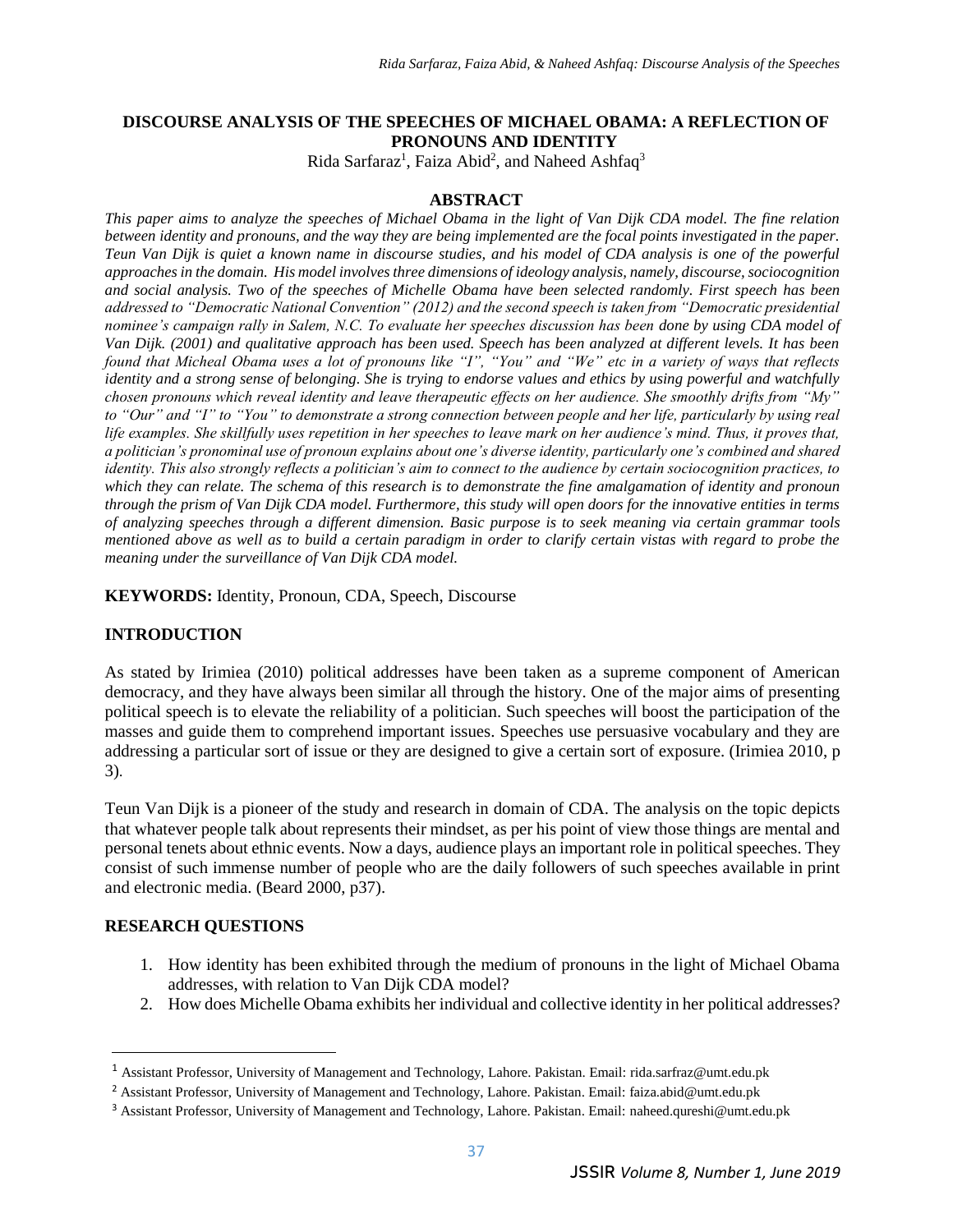# DISCOURSE ANALYSIS OF THE SPEECHES OF MICHAEL OBAMA: A REFLECTION OF PRONOUNS AND IDENTITY

Rida Sarfaraz[1], Faiza Abid[2], and Naheed Ashfaq[3]

## ABSTRACT

*This paper aims to analyze the speeches of Michael Obama in the light of Van Dijk CDA model. The fine relation between identity and pronouns, and the way they are being implemented are the focal points investigated in the paper. Teun Van Dijk is quiet a known name in discourse studies, and his model of CDA analysis is one of the powerful approaches in the domain. His model involves three dimensions of ideology analysis, namely, discourse, sociocognition and social analysis. Two of the speeches of Michelle Obama have been selected randomly. First speech has been addressed to "Democratic National Convention" (2012) and the second speech is taken from "Democratic presidential nominee's campaign rally in Salem, N.C. To evaluate her speeches discussion has been done by using CDA model of Van Dijk. (2001) and qualitative approach has been used. Speech has been analyzed at different levels. It has been found that Micheal Obama uses a lot of pronouns like "I", "You" and "We" etc in a variety of ways that reflects identity and a strong sense of belonging. She is trying to endorse values and ethics by using powerful and watchfully chosen pronouns which reveal identity and leave therapeutic effects on her audience. She smoothly drifts from "My" to "Our" and "I" to "You" to demonstrate a strong connection between people and her life, particularly by using real life examples. She skillfully uses repetition in her speeches to leave mark on her audience's mind. Thus, it proves that, a politician's pronominal use of pronoun explains about one's diverse identity, particularly one's combined and shared identity. This also strongly reflects a politician's aim to connect to the audience by certain sociocognition practices, to which they can relate. The schema of this research is to demonstrate the fine amalgamation of identity and pronoun through the prism of Van Dijk CDA model. Furthermore, this study will open doors for the innovative entities in terms of analyzing speeches through a different dimension. Basic purpose is to seek meaning via certain grammar tools mentioned above as well as to build a certain paradigm in order to clarify certain vistas with regard to probe the meaning under the surveillance of Van Dijk CDA model.*

**KEYWORDS:** Identity, Pronoun, CDA, Speech, Discourse

## INTRODUCTION

As stated by Irimiea (2010) political addresses have been taken as a supreme component of American democracy, and they have always been similar all through the history. One of the major aims of presenting political speech is to elevate the reliability of a politician. Such speeches will boost the participation of the masses and guide them to comprehend important issues. Speeches use persuasive vocabulary and they are addressing a particular sort of issue or they are designed to give a certain sort of exposure. (Irimiea 2010, p 3).

Teun Van Dijk is a pioneer of the study and research in domain of CDA. The analysis on the topic depicts that whatever people talk about represents their mindset, as per his point of view those things are mental and personal tenets about ethnic events. Now a days, audience plays an important role in political speeches. They consist of such immense number of people who are the daily followers of such speeches available in print and electronic media. (Beard 2000, p37).

## RESEARCH QUESTIONS

1. How identity has been exhibited through the medium of pronouns in the light of Michael Obama addresses, with relation to Van Dijk CDA model?
2. How does Michelle Obama exhibits her individual and collective identity in her political addresses?

---

[1] Assistant Professor, University of Management and Technology, Lahore. Pakistan. Email: rida.sarfraz@umt.edu.pk

[2] Assistant Professor, University of Management and Technology, Lahore. Pakistan. Email: faiza.abid@umt.edu.pk

[3] Assistant Professor, University of Management and Technology, Lahore. Pakistan. Email: naheed.qureshi@umt.edu.pk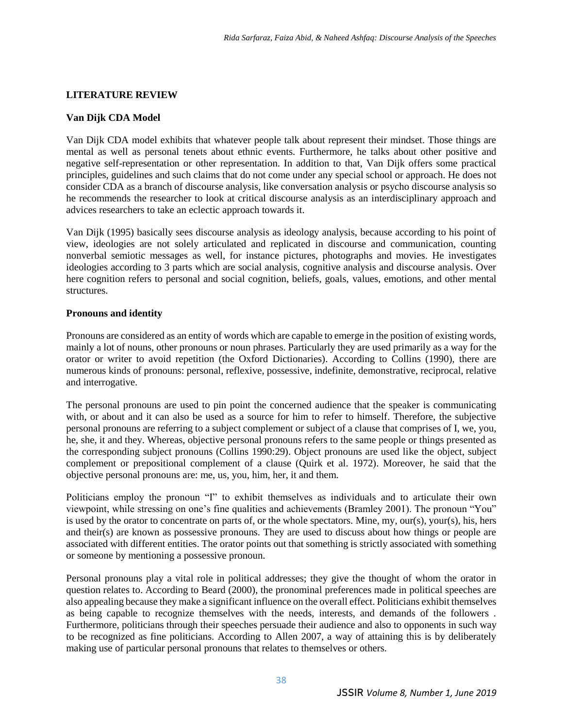## LITERATURE REVIEW

### Van Dijk CDA Model

Van Dijk CDA model exhibits that whatever people talk about represent their mindset. Those things are mental as well as personal tenets about ethnic events. Furthermore, he talks about other positive and negative self-representation or other representation. In addition to that, Van Dijk offers some practical principles, guidelines and such claims that do not come under any special school or approach. He does not consider CDA as a branch of discourse analysis, like conversation analysis or psycho discourse analysis so he recommends the researcher to look at critical discourse analysis as an interdisciplinary approach and advices researchers to take an eclectic approach towards it.

Van Dijk (1995) basically sees discourse analysis as ideology analysis, because according to his point of view, ideologies are not solely articulated and replicated in discourse and communication, counting nonverbal semiotic messages as well, for instance pictures, photographs and movies. He investigates ideologies according to 3 parts which are social analysis, cognitive analysis and discourse analysis. Over here cognition refers to personal and social cognition, beliefs, goals, values, emotions, and other mental structures.

### Pronouns and identity

Pronouns are considered as an entity of words which are capable to emerge in the position of existing words, mainly a lot of nouns, other pronouns or noun phrases. Particularly they are used primarily as a way for the orator or writer to avoid repetition (the Oxford Dictionaries). According to Collins (1990), there are numerous kinds of pronouns: personal, reflexive, possessive, indefinite, demonstrative, reciprocal, relative and interrogative.

The personal pronouns are used to pin point the concerned audience that the speaker is communicating with, or about and it can also be used as a source for him to refer to himself. Therefore, the subjective personal pronouns are referring to a subject complement or subject of a clause that comprises of I, we, you, he, she, it and they. Whereas, objective personal pronouns refers to the same people or things presented as the corresponding subject pronouns (Collins 1990:29). Object pronouns are used like the object, subject complement or prepositional complement of a clause (Quirk et al. 1972). Moreover, he said that the objective personal pronouns are: me, us, you, him, her, it and them.

Politicians employ the pronoun "I" to exhibit themselves as individuals and to articulate their own viewpoint, while stressing on one's fine qualities and achievements (Bramley 2001). The pronoun "You" is used by the orator to concentrate on parts of, or the whole spectators. Mine, my, our(s), your(s), his, hers and their(s) are known as possessive pronouns. They are used to discuss about how things or people are associated with different entities. The orator points out that something is strictly associated with something or someone by mentioning a possessive pronoun.

Personal pronouns play a vital role in political addresses; they give the thought of whom the orator in question relates to. According to Beard (2000), the pronominal preferences made in political speeches are also appealing because they make a significant influence on the overall effect. Politicians exhibit themselves as being capable to recognize themselves with the needs, interests, and demands of the followers . Furthermore, politicians through their speeches persuade their audience and also to opponents in such way to be recognized as fine politicians. According to Allen 2007, a way of attaining this is by deliberately making use of particular personal pronouns that relates to themselves or others.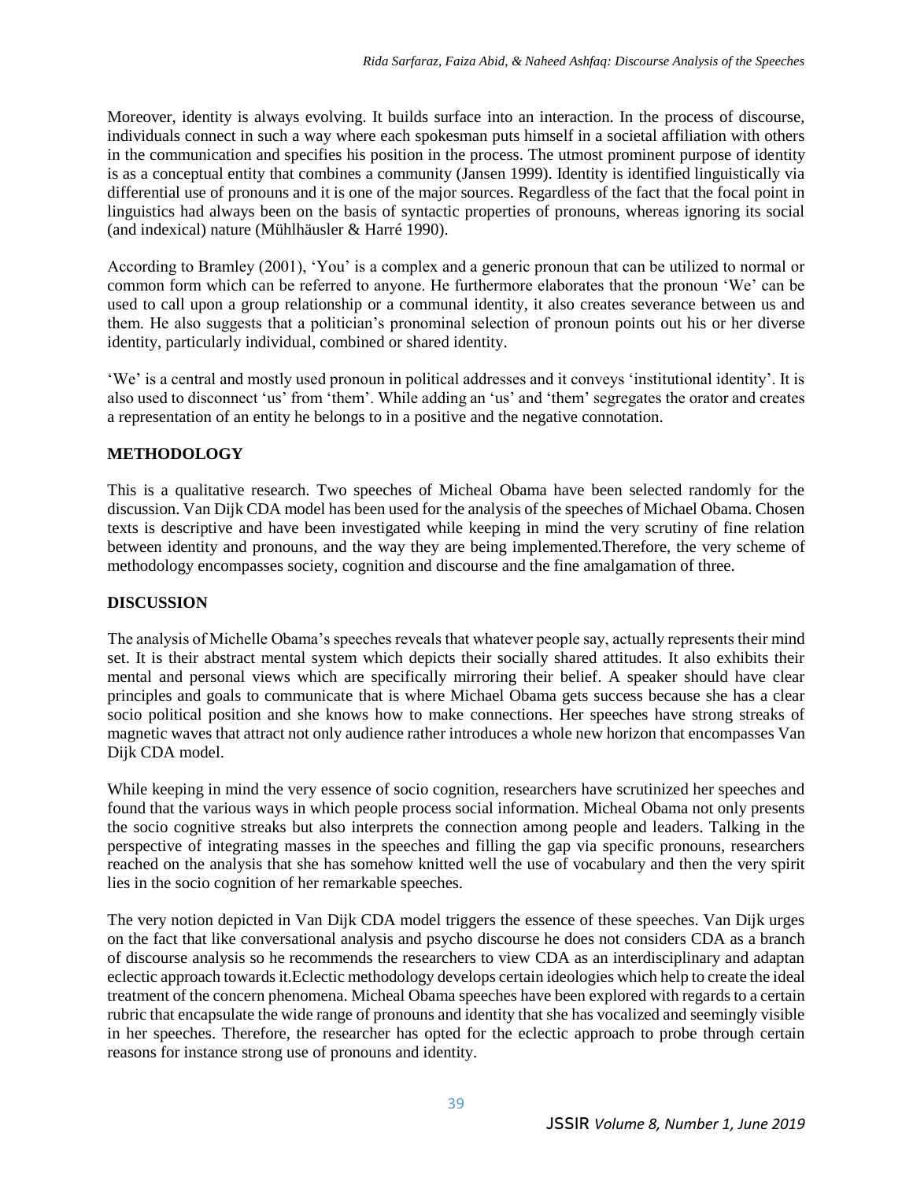Moreover, identity is always evolving. It builds surface into an interaction. In the process of discourse, individuals connect in such a way where each spokesman puts himself in a societal affiliation with others in the communication and specifies his position in the process. The utmost prominent purpose of identity is as a conceptual entity that combines a community (Jansen 1999). Identity is identified linguistically via differential use of pronouns and it is one of the major sources. Regardless of the fact that the focal point in linguistics had always been on the basis of syntactic properties of pronouns, whereas ignoring its social (and indexical) nature (Mühlhäusler & Harré 1990).

According to Bramley (2001), 'You' is a complex and a generic pronoun that can be utilized to normal or common form which can be referred to anyone. He furthermore elaborates that the pronoun 'We' can be used to call upon a group relationship or a communal identity, it also creates severance between us and them. He also suggests that a politician's pronominal selection of pronoun points out his or her diverse identity, particularly individual, combined or shared identity.

'We' is a central and mostly used pronoun in political addresses and it conveys 'institutional identity'. It is also used to disconnect 'us' from 'them'. While adding an 'us' and 'them' segregates the orator and creates a representation of an entity he belongs to in a positive and the negative connotation.

## METHODOLOGY

This is a qualitative research. Two speeches of Micheal Obama have been selected randomly for the discussion. Van Dijk CDA model has been used for the analysis of the speeches of Michael Obama. Chosen texts is descriptive and have been investigated while keeping in mind the very scrutiny of fine relation between identity and pronouns, and the way they are being implemented.Therefore, the very scheme of methodology encompasses society, cognition and discourse and the fine amalgamation of three.

## DISCUSSION

The analysis of Michelle Obama's speeches reveals that whatever people say, actually represents their mind set. It is their abstract mental system which depicts their socially shared attitudes. It also exhibits their mental and personal views which are specifically mirroring their belief. A speaker should have clear principles and goals to communicate that is where Michael Obama gets success because she has a clear socio political position and she knows how to make connections. Her speeches have strong streaks of magnetic waves that attract not only audience rather introduces a whole new horizon that encompasses Van Dijk CDA model.

While keeping in mind the very essence of socio cognition, researchers have scrutinized her speeches and found that the various ways in which people process social information. Micheal Obama not only presents the socio cognitive streaks but also interprets the connection among people and leaders. Talking in the perspective of integrating masses in the speeches and filling the gap via specific pronouns, researchers reached on the analysis that she has somehow knitted well the use of vocabulary and then the very spirit lies in the socio cognition of her remarkable speeches.

The very notion depicted in Van Dijk CDA model triggers the essence of these speeches. Van Dijk urges on the fact that like conversational analysis and psycho discourse he does not considers CDA as a branch of discourse analysis so he recommends the researchers to view CDA as an interdisciplinary and adaptan eclectic approach towards it.Eclectic methodology develops certain ideologies which help to create the ideal treatment of the concern phenomena. Micheal Obama speeches have been explored with regards to a certain rubric that encapsulate the wide range of pronouns and identity that she has vocalized and seemingly visible in her speeches. Therefore, the researcher has opted for the eclectic approach to probe through certain reasons for instance strong use of pronouns and identity.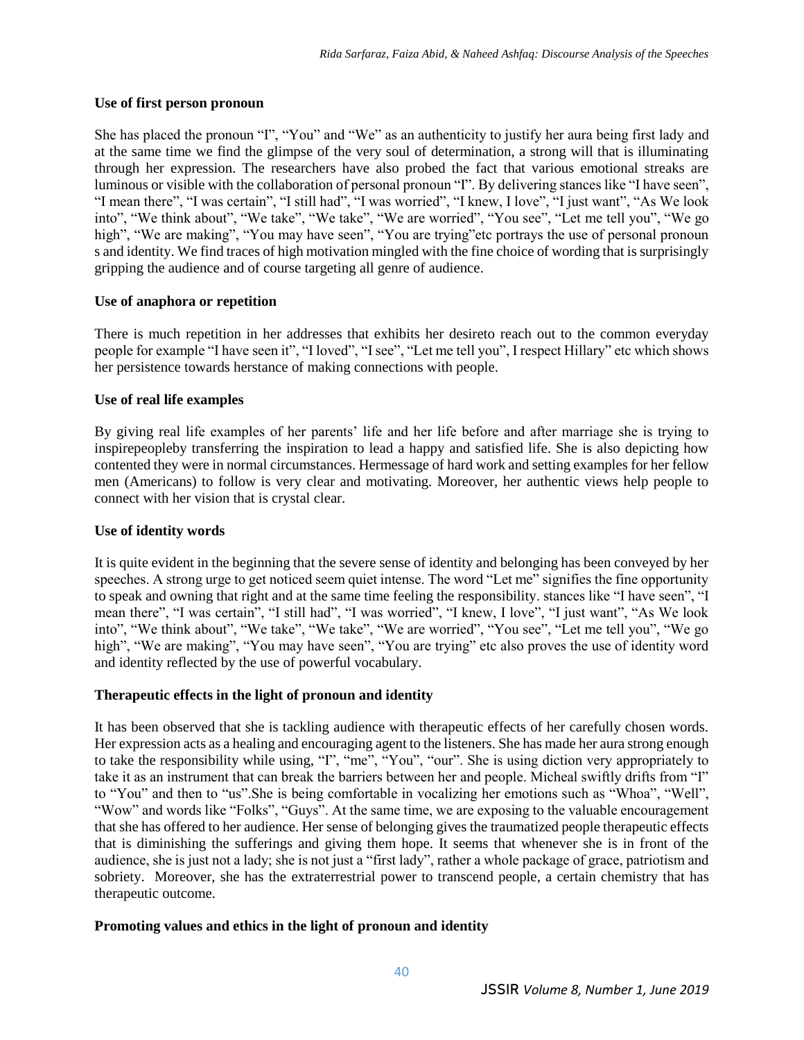### Use of first person pronoun

She has placed the pronoun "I", "You" and "We" as an authenticity to justify her aura being first lady and at the same time we find the glimpse of the very soul of determination, a strong will that is illuminating through her expression. The researchers have also probed the fact that various emotional streaks are luminous or visible with the collaboration of personal pronoun "I". By delivering stances like "I have seen", "I mean there", "I was certain", "I still had", "I was worried", "I knew, I love", "I just want", "As We look into", "We think about", "We take", "We take", "We are worried", "You see", "Let me tell you", "We go high", "We are making", "You may have seen", "You are trying"etc portrays the use of personal pronoun s and identity. We find traces of high motivation mingled with the fine choice of wording that is surprisingly gripping the audience and of course targeting all genre of audience.

### Use of anaphora or repetition

There is much repetition in her addresses that exhibits her desireto reach out to the common everyday people for example "I have seen it", "I loved", "I see", "Let me tell you", I respect Hillary" etc which shows her persistence towards herstance of making connections with people.

### Use of real life examples

By giving real life examples of her parents' life and her life before and after marriage she is trying to inspirepeopleby transferring the inspiration to lead a happy and satisfied life. She is also depicting how contented they were in normal circumstances. Hermessage of hard work and setting examples for her fellow men (Americans) to follow is very clear and motivating. Moreover, her authentic views help people to connect with her vision that is crystal clear.

### Use of identity words

It is quite evident in the beginning that the severe sense of identity and belonging has been conveyed by her speeches. A strong urge to get noticed seem quiet intense. The word "Let me" signifies the fine opportunity to speak and owning that right and at the same time feeling the responsibility. stances like "I have seen", "I mean there", "I was certain", "I still had", "I was worried", "I knew, I love", "I just want", "As We look into", "We think about", "We take", "We take", "We are worried", "You see", "Let me tell you", "We go high", "We are making", "You may have seen", "You are trying" etc also proves the use of identity word and identity reflected by the use of powerful vocabulary.

### Therapeutic effects in the light of pronoun and identity

It has been observed that she is tackling audience with therapeutic effects of her carefully chosen words. Her expression acts as a healing and encouraging agent to the listeners. She has made her aura strong enough to take the responsibility while using, "I", "me", "You", "our". She is using diction very appropriately to take it as an instrument that can break the barriers between her and people. Micheal swiftly drifts from "I" to "You" and then to "us".She is being comfortable in vocalizing her emotions such as "Whoa", "Well", "Wow" and words like "Folks", "Guys". At the same time, we are exposing to the valuable encouragement that she has offered to her audience. Her sense of belonging gives the traumatized people therapeutic effects that is diminishing the sufferings and giving them hope. It seems that whenever she is in front of the audience, she is just not a lady; she is not just a "first lady", rather a whole package of grace, patriotism and sobriety. Moreover, she has the extraterrestrial power to transcend people, a certain chemistry that has therapeutic outcome.

### Promoting values and ethics in the light of pronoun and identity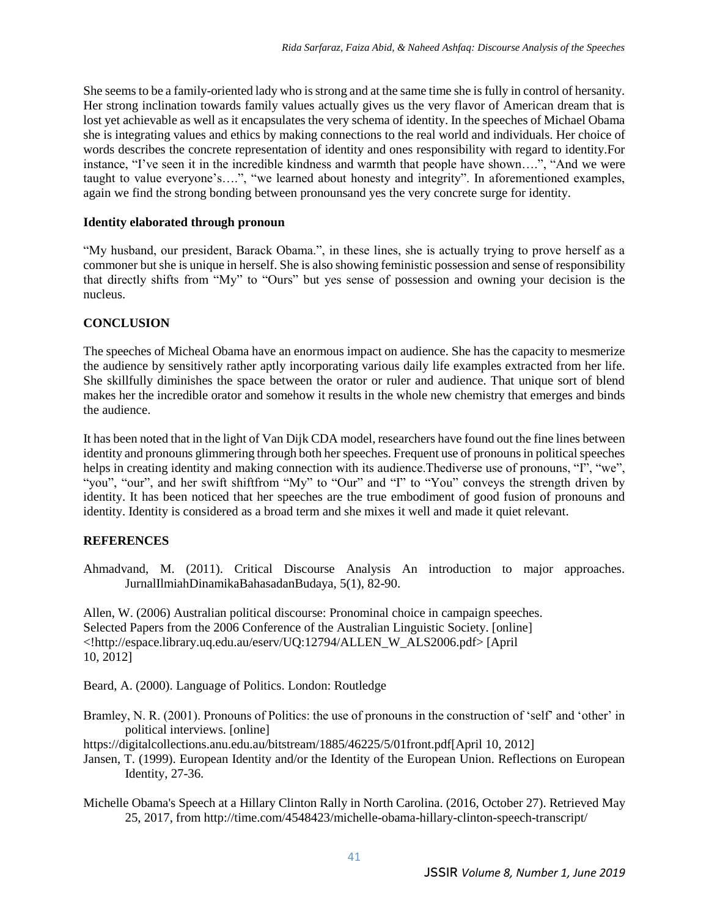She seems to be a family-oriented lady who is strong and at the same time she is fully in control of hersanity. Her strong inclination towards family values actually gives us the very flavor of American dream that is lost yet achievable as well as it encapsulates the very schema of identity. In the speeches of Michael Obama she is integrating values and ethics by making connections to the real world and individuals. Her choice of words describes the concrete representation of identity and ones responsibility with regard to identity.For instance, "I've seen it in the incredible kindness and warmth that people have shown….", "And we were taught to value everyone's….", "we learned about honesty and integrity". In aforementioned examples, again we find the strong bonding between pronounsand yes the very concrete surge for identity.

**Identity elaborated through pronoun**

"My husband, our president, Barack Obama.", in these lines, she is actually trying to prove herself as a commoner but she is unique in herself. She is also showing feministic possession and sense of responsibility that directly shifts from "My" to "Ours" but yes sense of possession and owning your decision is the nucleus.

## CONCLUSION

The speeches of Micheal Obama have an enormous impact on audience. She has the capacity to mesmerize the audience by sensitively rather aptly incorporating various daily life examples extracted from her life. She skillfully diminishes the space between the orator or ruler and audience. That unique sort of blend makes her the incredible orator and somehow it results in the whole new chemistry that emerges and binds the audience.

It has been noted that in the light of Van Dijk CDA model, researchers have found out the fine lines between identity and pronouns glimmering through both her speeches. Frequent use of pronouns in political speeches helps in creating identity and making connection with its audience.Thediverse use of pronouns, "I", "we", "you", "our", and her swift shiftfrom "My" to "Our" and "I" to "You" conveys the strength driven by identity. It has been noticed that her speeches are the true embodiment of good fusion of pronouns and identity. Identity is considered as a broad term and she mixes it well and made it quiet relevant.

## REFERENCES

Ahmadvand, M. (2011). Critical Discourse Analysis An introduction to major approaches. JurnalIlmiahDinamikaBahasadanBudaya, 5(1), 82-90.

Allen, W. (2006) Australian political discourse: Pronominal choice in campaign speeches. Selected Papers from the 2006 Conference of the Australian Linguistic Society. [online] <!http://espace.library.uq.edu.au/eserv/UQ:12794/ALLEN_W_ALS2006.pdf> [April 10, 2012]

Beard, A. (2000). Language of Politics. London: Routledge

Bramley, N. R. (2001). Pronouns of Politics: the use of pronouns in the construction of 'self' and 'other' in political interviews. [online] https://digitalcollections.anu.edu.au/bitstream/1885/46225/5/01front.pdf[April 10, 2012]

Jansen, T. (1999). European Identity and/or the Identity of the European Union. Reflections on European Identity, 27-36.

Michelle Obama's Speech at a Hillary Clinton Rally in North Carolina. (2016, October 27). Retrieved May 25, 2017, from http://time.com/4548423/michelle-obama-hillary-clinton-speech-transcript/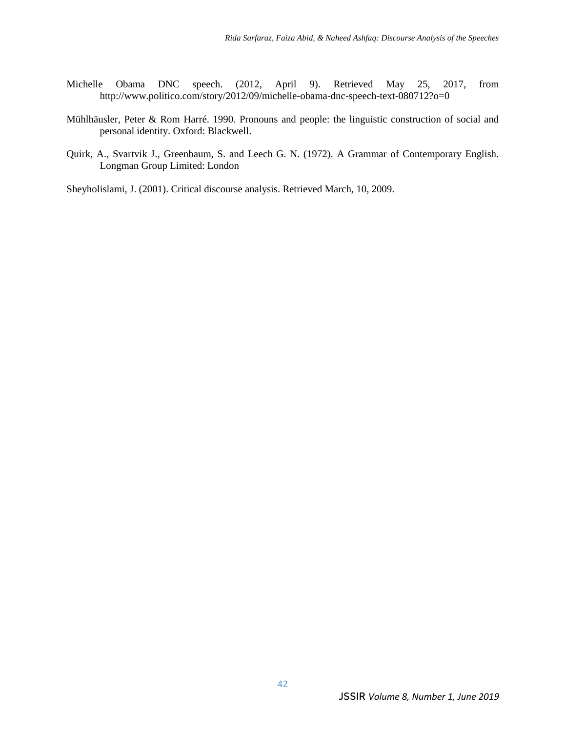Michelle Obama DNC speech. (2012, April 9). Retrieved May 25, 2017, from http://www.politico.com/story/2012/09/michelle-obama-dnc-speech-text-080712?o=0

Mühlhäusler, Peter & Rom Harré. 1990. Pronouns and people: the linguistic construction of social and personal identity. Oxford: Blackwell.

Quirk, A., Svartvik J., Greenbaum, S. and Leech G. N. (1972). A Grammar of Contemporary English. Longman Group Limited: London

Sheyholislami, J. (2001). Critical discourse analysis. Retrieved March, 10, 2009.